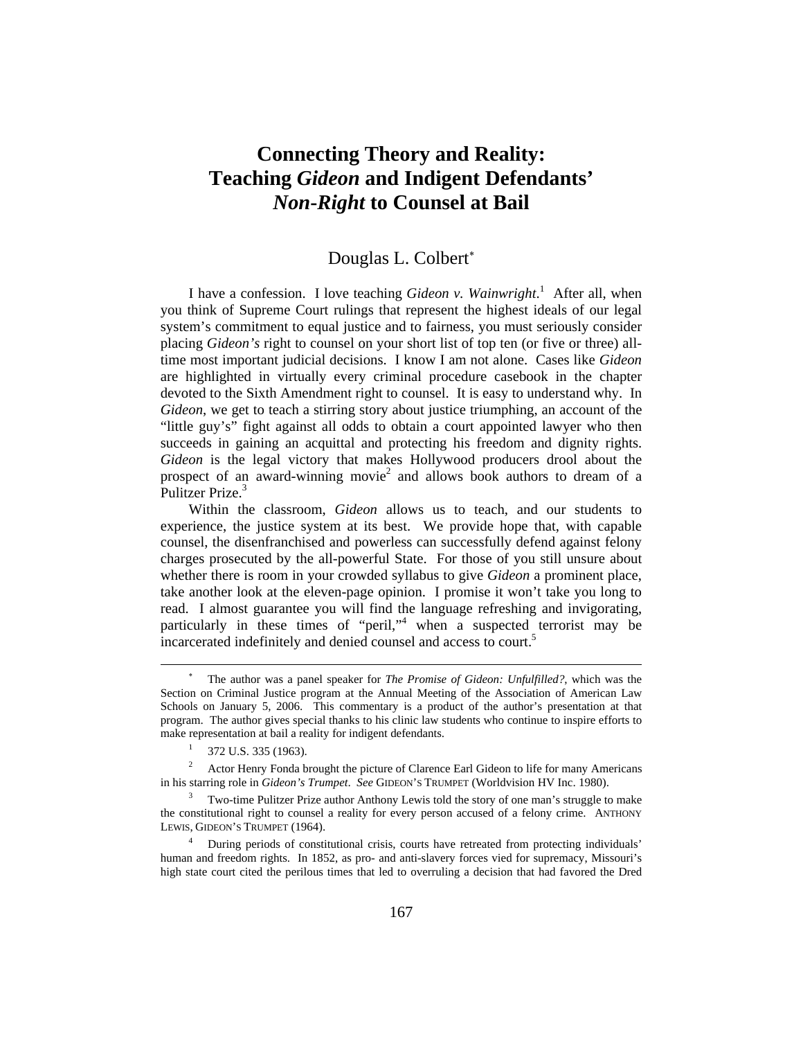# Connecting Theory and Reality: Teaching *Gideon* and Indigent Defendants' *Non-Right* to Counsel at Bail

Douglas L. Colbert[*]

I have a confession. I love teaching *Gideon v. Wainwright*.[1] After all, when you think of Supreme Court rulings that represent the highest ideals of our legal system's commitment to equal justice and to fairness, you must seriously consider placing *Gideon's* right to counsel on your short list of top ten (or five or three) all-time most important judicial decisions. I know I am not alone. Cases like *Gideon* are highlighted in virtually every criminal procedure casebook in the chapter devoted to the Sixth Amendment right to counsel. It is easy to understand why. In *Gideon*, we get to teach a stirring story about justice triumphing, an account of the "little guy's" fight against all odds to obtain a court appointed lawyer who then succeeds in gaining an acquittal and protecting his freedom and dignity rights. *Gideon* is the legal victory that makes Hollywood producers drool about the prospect of an award-winning movie[2] and allows book authors to dream of a Pulitzer Prize.[3]

Within the classroom, *Gideon* allows us to teach, and our students to experience, the justice system at its best. We provide hope that, with capable counsel, the disenfranchised and powerless can successfully defend against felony charges prosecuted by the all-powerful State. For those of you still unsure about whether there is room in your crowded syllabus to give *Gideon* a prominent place, take another look at the eleven-page opinion. I promise it won't take you long to read. I almost guarantee you will find the language refreshing and invigorating, particularly in these times of "peril,"[4] when a suspected terrorist may be incarcerated indefinitely and denied counsel and access to court.[5]

---

[*] The author was a panel speaker for *The Promise of Gideon: Unfulfilled?*, which was the Section on Criminal Justice program at the Annual Meeting of the Association of American Law Schools on January 5, 2006. This commentary is a product of the author's presentation at that program. The author gives special thanks to his clinic law students who continue to inspire efforts to make representation at bail a reality for indigent defendants.

[1] 372 U.S. 335 (1963).

[2] Actor Henry Fonda brought the picture of Clarence Earl Gideon to life for many Americans in his starring role in *Gideon's Trumpet*. *See* GIDEON'S TRUMPET (Worldvision HV Inc. 1980).

[3] Two-time Pulitzer Prize author Anthony Lewis told the story of one man's struggle to make the constitutional right to counsel a reality for every person accused of a felony crime. ANTHONY LEWIS, GIDEON'S TRUMPET (1964).

[4] During periods of constitutional crisis, courts have retreated from protecting individuals' human and freedom rights. In 1852, as pro- and anti-slavery forces vied for supremacy, Missouri's high state court cited the perilous times that led to overruling a decision that had favored the Dred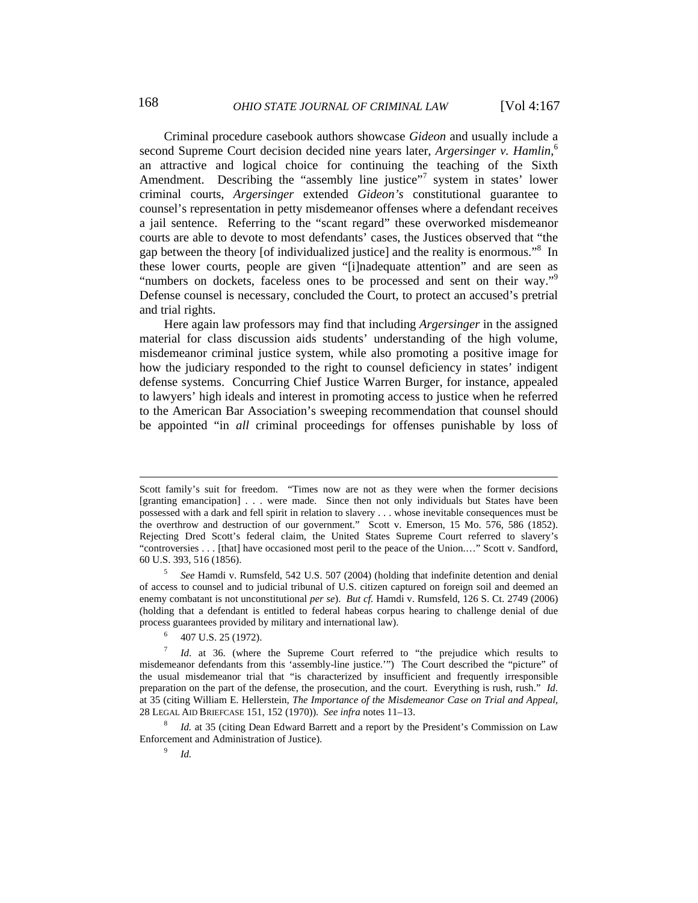Criminal procedure casebook authors showcase *Gideon* and usually include a second Supreme Court decision decided nine years later, *Argersinger v. Hamlin*,[6] an attractive and logical choice for continuing the teaching of the Sixth Amendment. Describing the "assembly line justice"[7] system in states' lower criminal courts, *Argersinger* extended *Gideon's* constitutional guarantee to counsel's representation in petty misdemeanor offenses where a defendant receives a jail sentence. Referring to the "scant regard" these overworked misdemeanor courts are able to devote to most defendants' cases, the Justices observed that "the gap between the theory [of individualized justice] and the reality is enormous."[8] In these lower courts, people are given "[i]nadequate attention" and are seen as "numbers on dockets, faceless ones to be processed and sent on their way."[9] Defense counsel is necessary, concluded the Court, to protect an accused's pretrial and trial rights.

Here again law professors may find that including *Argersinger* in the assigned material for class discussion aids students' understanding of the high volume, misdemeanor criminal justice system, while also promoting a positive image for how the judiciary responded to the right to counsel deficiency in states' indigent defense systems. Concurring Chief Justice Warren Burger, for instance, appealed to lawyers' high ideals and interest in promoting access to justice when he referred to the American Bar Association's sweeping recommendation that counsel should be appointed "in *all* criminal proceedings for offenses punishable by loss of

---

Scott family's suit for freedom. "Times now are not as they were when the former decisions [granting emancipation] . . . were made. Since then not only individuals but States have been possessed with a dark and fell spirit in relation to slavery . . . whose inevitable consequences must be the overthrow and destruction of our government." Scott v. Emerson, 15 Mo. 576, 586 (1852). Rejecting Dred Scott's federal claim, the United States Supreme Court referred to slavery's "controversies . . . [that] have occasioned most peril to the peace of the Union.…" Scott v. Sandford, 60 U.S. 393, 516 (1856).

[5] *See* Hamdi v. Rumsfeld, 542 U.S. 507 (2004) (holding that indefinite detention and denial of access to counsel and to judicial tribunal of U.S. citizen captured on foreign soil and deemed an enemy combatant is not unconstitutional *per se*). *But cf.* Hamdi v. Rumsfeld, 126 S. Ct. 2749 (2006) (holding that a defendant is entitled to federal habeas corpus hearing to challenge denial of due process guarantees provided by military and international law).

[6] 407 U.S. 25 (1972).

[7] *Id*. at 36. (where the Supreme Court referred to "the prejudice which results to misdemeanor defendants from this 'assembly-line justice.'") The Court described the "picture" of the usual misdemeanor trial that "is characterized by insufficient and frequently irresponsible preparation on the part of the defense, the prosecution, and the court. Everything is rush, rush." *Id.* at 35 (citing William E. Hellerstein, *The Importance of the Misdemeanor Case on Trial and Appeal*, 28 LEGAL AID BRIEFCASE 151, 152 (1970)). *See infra* notes 11–13.

[8] *Id.* at 35 (citing Dean Edward Barrett and a report by the President's Commission on Law Enforcement and Administration of Justice).

[9] *Id.*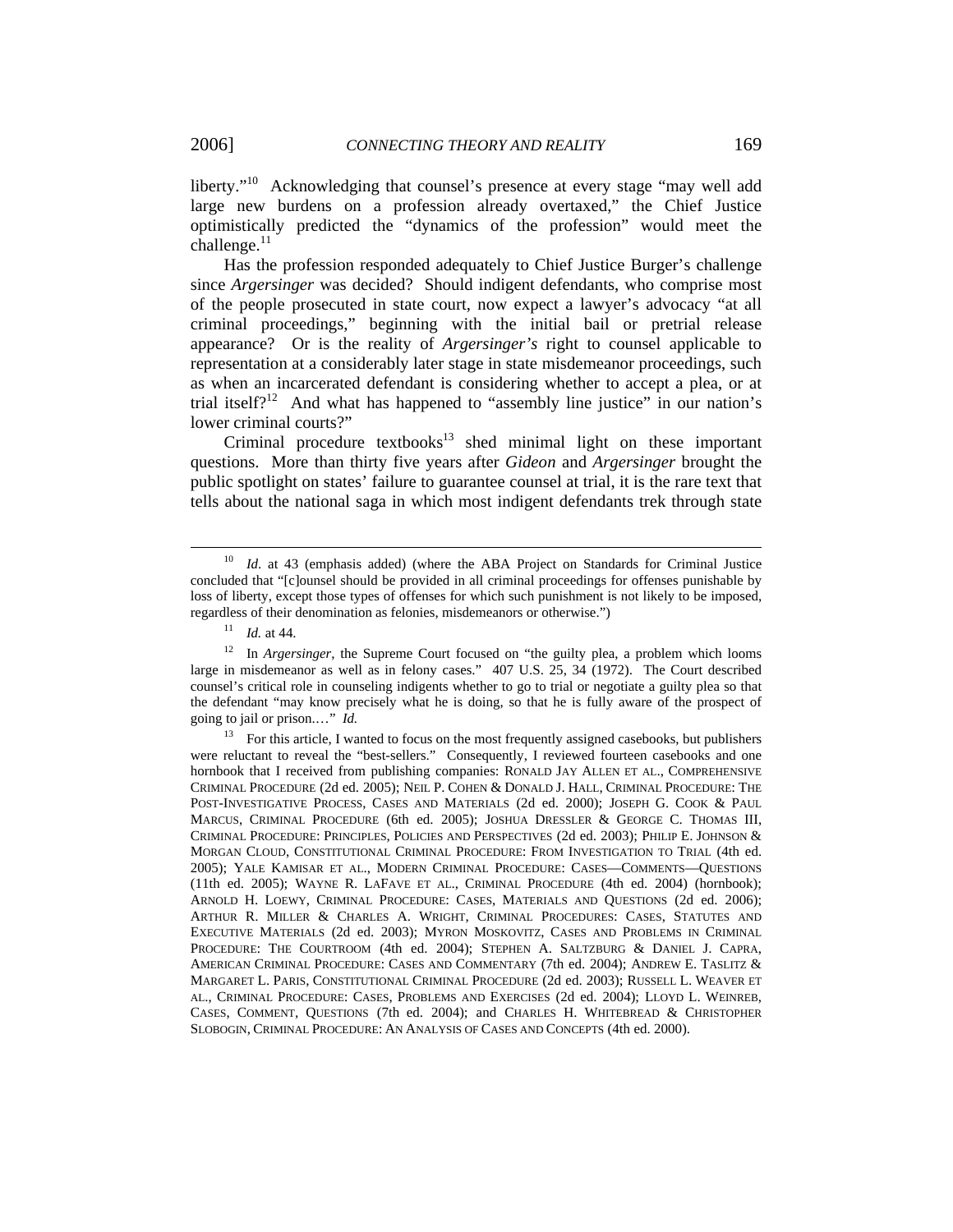liberty."[10] Acknowledging that counsel's presence at every stage "may well add large new burdens on a profession already overtaxed," the Chief Justice optimistically predicted the "dynamics of the profession" would meet the challenge.[11]

Has the profession responded adequately to Chief Justice Burger's challenge since *Argersinger* was decided? Should indigent defendants, who comprise most of the people prosecuted in state court, now expect a lawyer's advocacy "at all criminal proceedings," beginning with the initial bail or pretrial release appearance? Or is the reality of *Argersinger's* right to counsel applicable to representation at a considerably later stage in state misdemeanor proceedings, such as when an incarcerated defendant is considering whether to accept a plea, or at trial itself?[12] And what has happened to "assembly line justice" in our nation's lower criminal courts?"

Criminal procedure textbooks[13] shed minimal light on these important questions. More than thirty five years after *Gideon* and *Argersinger* brought the public spotlight on states' failure to guarantee counsel at trial, it is the rare text that tells about the national saga in which most indigent defendants trek through state

---

[10] *Id*. at 43 (emphasis added) (where the ABA Project on Standards for Criminal Justice concluded that "[c]ounsel should be provided in all criminal proceedings for offenses punishable by loss of liberty, except those types of offenses for which such punishment is not likely to be imposed, regardless of their denomination as felonies, misdemeanors or otherwise.")

[11] *Id.* at 44.

[12] In *Argersinger*, the Supreme Court focused on "the guilty plea, a problem which looms large in misdemeanor as well as in felony cases." 407 U.S. 25, 34 (1972). The Court described counsel's critical role in counseling indigents whether to go to trial or negotiate a guilty plea so that the defendant "may know precisely what he is doing, so that he is fully aware of the prospect of going to jail or prison.…" *Id.*

[13] For this article, I wanted to focus on the most frequently assigned casebooks, but publishers were reluctant to reveal the "best-sellers." Consequently, I reviewed fourteen casebooks and one hornbook that I received from publishing companies: RONALD JAY ALLEN ET AL., COMPREHENSIVE CRIMINAL PROCEDURE (2d ed. 2005); NEIL P. COHEN & DONALD J. HALL, CRIMINAL PROCEDURE: THE POST-INVESTIGATIVE PROCESS, CASES AND MATERIALS (2d ed. 2000); JOSEPH G. COOK & PAUL MARCUS, CRIMINAL PROCEDURE (6th ed. 2005); JOSHUA DRESSLER & GEORGE C. THOMAS III, CRIMINAL PROCEDURE: PRINCIPLES, POLICIES AND PERSPECTIVES (2d ed. 2003); PHILIP E. JOHNSON & MORGAN CLOUD, CONSTITUTIONAL CRIMINAL PROCEDURE: FROM INVESTIGATION TO TRIAL (4th ed. 2005); YALE KAMISAR ET AL., MODERN CRIMINAL PROCEDURE: CASES—COMMENTS—QUESTIONS (11th ed. 2005); WAYNE R. LAFAVE ET AL., CRIMINAL PROCEDURE (4th ed. 2004) (hornbook); ARNOLD H. LOEWY, CRIMINAL PROCEDURE: CASES, MATERIALS AND QUESTIONS (2d ed. 2006); ARTHUR R. MILLER & CHARLES A. WRIGHT, CRIMINAL PROCEDURES: CASES, STATUTES AND EXECUTIVE MATERIALS (2d ed. 2003); MYRON MOSKOVITZ, CASES AND PROBLEMS IN CRIMINAL PROCEDURE: THE COURTROOM (4th ed. 2004); STEPHEN A. SALTZBURG & DANIEL J. CAPRA, AMERICAN CRIMINAL PROCEDURE: CASES AND COMMENTARY (7th ed. 2004); ANDREW E. TASLITZ & MARGARET L. PARIS, CONSTITUTIONAL CRIMINAL PROCEDURE (2d ed. 2003); RUSSELL L. WEAVER ET AL., CRIMINAL PROCEDURE: CASES, PROBLEMS AND EXERCISES (2d ed. 2004); LLOYD L. WEINREB, CASES, COMMENT, QUESTIONS (7th ed. 2004); and CHARLES H. WHITEBREAD & CHRISTOPHER SLOBOGIN, CRIMINAL PROCEDURE: AN ANALYSIS OF CASES AND CONCEPTS (4th ed. 2000).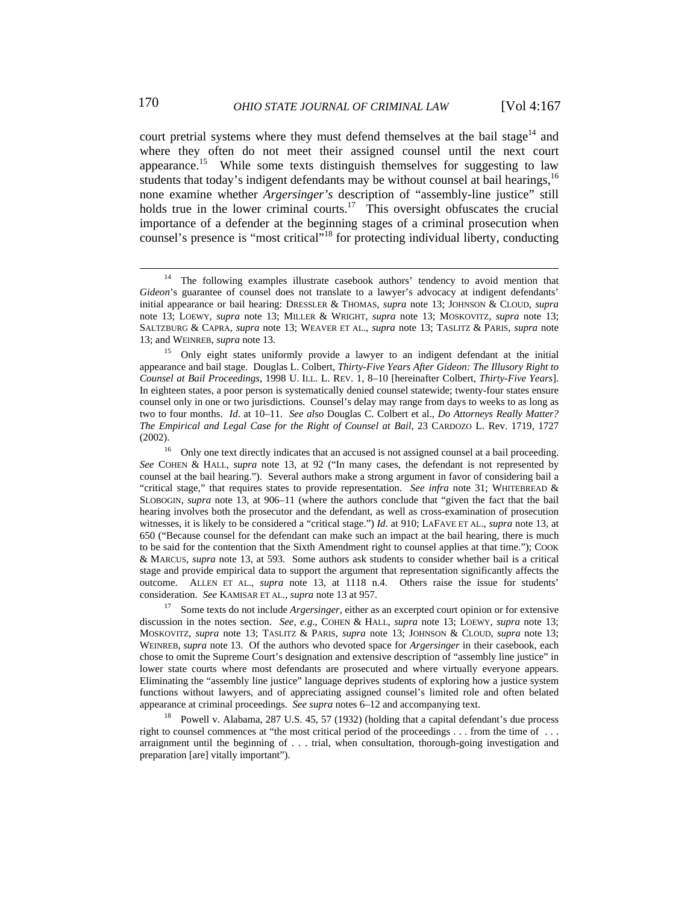court pretrial systems where they must defend themselves at the bail stage[14] and where they often do not meet their assigned counsel until the next court appearance.[15] While some texts distinguish themselves for suggesting to law students that today's indigent defendants may be without counsel at bail hearings,[16] none examine whether *Argersinger's* description of "assembly-line justice" still holds true in the lower criminal courts.[17] This oversight obfuscates the crucial importance of a defender at the beginning stages of a criminal prosecution when counsel's presence is "most critical"[18] for protecting individual liberty, conducting

---

[14] The following examples illustrate casebook authors' tendency to avoid mention that *Gideon*'s guarantee of counsel does not translate to a lawyer's advocacy at indigent defendants' initial appearance or bail hearing: DRESSLER & THOMAS, *supra* note 13; JOHNSON & CLOUD, *supra* note 13; LOEWY, *supra* note 13; MILLER & WRIGHT, *supra* note 13; MOSKOVITZ, *supra* note 13; SALTZBURG & CAPRA, *supra* note 13; WEAVER ET AL., *supra* note 13; TASLITZ & PARIS, *supra* note 13; and WEINREB, *supra* note 13.

[15] Only eight states uniformly provide a lawyer to an indigent defendant at the initial appearance and bail stage. Douglas L. Colbert, *Thirty-Five Years After Gideon: The Illusory Right to Counsel at Bail Proceedings*, 1998 U. ILL. L. REV. 1, 8–10 [hereinafter Colbert, *Thirty-Five Years*]. In eighteen states, a poor person is systematically denied counsel statewide; twenty-four states ensure counsel only in one or two jurisdictions. Counsel's delay may range from days to weeks to as long as two to four months. *Id*. at 10–11. *See also* Douglas C. Colbert et al., *Do Attorneys Really Matter? The Empirical and Legal Case for the Right of Counsel at Bail*, 23 CARDOZO L. Rev. 1719, 1727 (2002).

[16] Only one text directly indicates that an accused is not assigned counsel at a bail proceeding. *See* COHEN & HALL, *supra* note 13, at 92 ("In many cases, the defendant is not represented by counsel at the bail hearing."). Several authors make a strong argument in favor of considering bail a "critical stage," that requires states to provide representation. *See infra* note 31; WHITEBREAD & SLOBOGIN, *supra* note 13, at 906–11 (where the authors conclude that "given the fact that the bail hearing involves both the prosecutor and the defendant, as well as cross-examination of prosecution witnesses, it is likely to be considered a "critical stage.") *Id*. at 910; LAFAVE ET AL., *supra* note 13, at 650 ("Because counsel for the defendant can make such an impact at the bail hearing, there is much to be said for the contention that the Sixth Amendment right to counsel applies at that time."); COOK & MARCUS, *supra* note 13, at 593. Some authors ask students to consider whether bail is a critical stage and provide empirical data to support the argument that representation significantly affects the outcome. ALLEN ET AL., *supra* note 13, at 1118 n.4. Others raise the issue for students' consideration. *See* KAMISAR ET AL., *supra* note 13 at 957.

[17] Some texts do not include *Argersinger*, either as an excerpted court opinion or for extensive discussion in the notes section. *See, e.g*., COHEN & HALL, *supra* note 13; LOEWY, *supra* note 13; MOSKOVITZ, *supra* note 13; TASLITZ & PARIS, *supra* note 13; JOHNSON & CLOUD, *supra* note 13; WEINREB, *supra* note 13. Of the authors who devoted space for *Argersinger* in their casebook, each chose to omit the Supreme Court's designation and extensive description of "assembly line justice" in lower state courts where most defendants are prosecuted and where virtually everyone appears. Eliminating the "assembly line justice" language deprives students of exploring how a justice system functions without lawyers, and of appreciating assigned counsel's limited role and often belated appearance at criminal proceedings. *See supra* notes 6–12 and accompanying text.

[18] Powell v. Alabama, 287 U.S. 45, 57 (1932) (holding that a capital defendant's due process right to counsel commences at "the most critical period of the proceedings . . . from the time of . . . arraignment until the beginning of . . . trial, when consultation, thorough-going investigation and preparation [are] vitally important").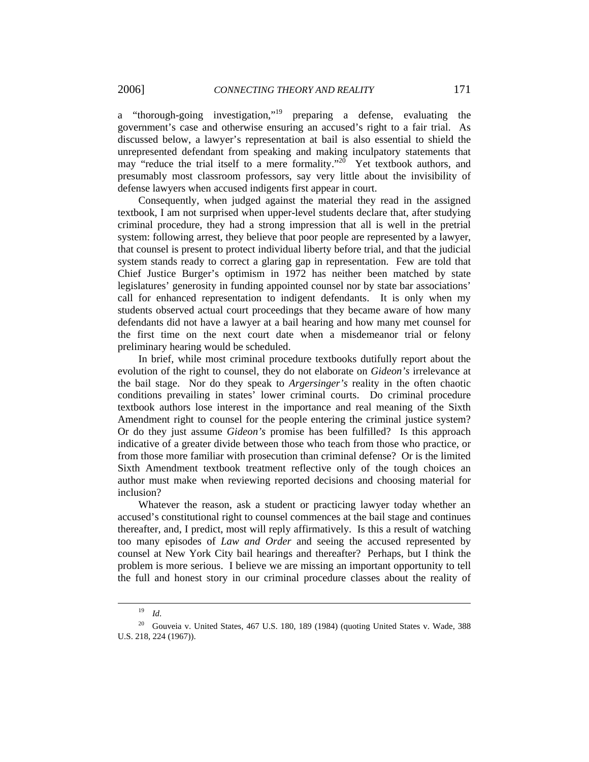a "thorough-going investigation,"[19] preparing a defense, evaluating the government's case and otherwise ensuring an accused's right to a fair trial. As discussed below, a lawyer's representation at bail is also essential to shield the unrepresented defendant from speaking and making inculpatory statements that may "reduce the trial itself to a mere formality."[20] Yet textbook authors, and presumably most classroom professors, say very little about the invisibility of defense lawyers when accused indigents first appear in court.

Consequently, when judged against the material they read in the assigned textbook, I am not surprised when upper-level students declare that, after studying criminal procedure, they had a strong impression that all is well in the pretrial system: following arrest, they believe that poor people are represented by a lawyer, that counsel is present to protect individual liberty before trial, and that the judicial system stands ready to correct a glaring gap in representation. Few are told that Chief Justice Burger's optimism in 1972 has neither been matched by state legislatures' generosity in funding appointed counsel nor by state bar associations' call for enhanced representation to indigent defendants. It is only when my students observed actual court proceedings that they became aware of how many defendants did not have a lawyer at a bail hearing and how many met counsel for the first time on the next court date when a misdemeanor trial or felony preliminary hearing would be scheduled.

In brief, while most criminal procedure textbooks dutifully report about the evolution of the right to counsel, they do not elaborate on *Gideon's* irrelevance at the bail stage. Nor do they speak to *Argersinger's* reality in the often chaotic conditions prevailing in states' lower criminal courts. Do criminal procedure textbook authors lose interest in the importance and real meaning of the Sixth Amendment right to counsel for the people entering the criminal justice system? Or do they just assume *Gideon's* promise has been fulfilled? Is this approach indicative of a greater divide between those who teach from those who practice, or from those more familiar with prosecution than criminal defense? Or is the limited Sixth Amendment textbook treatment reflective only of the tough choices an author must make when reviewing reported decisions and choosing material for inclusion?

Whatever the reason, ask a student or practicing lawyer today whether an accused's constitutional right to counsel commences at the bail stage and continues thereafter, and, I predict, most will reply affirmatively. Is this a result of watching too many episodes of *Law and Order* and seeing the accused represented by counsel at New York City bail hearings and thereafter? Perhaps, but I think the problem is more serious. I believe we are missing an important opportunity to tell the full and honest story in our criminal procedure classes about the reality of

---

[19] *Id.*

[20] Gouveia v. United States, 467 U.S. 180, 189 (1984) (quoting United States v. Wade, 388 U.S. 218, 224 (1967)).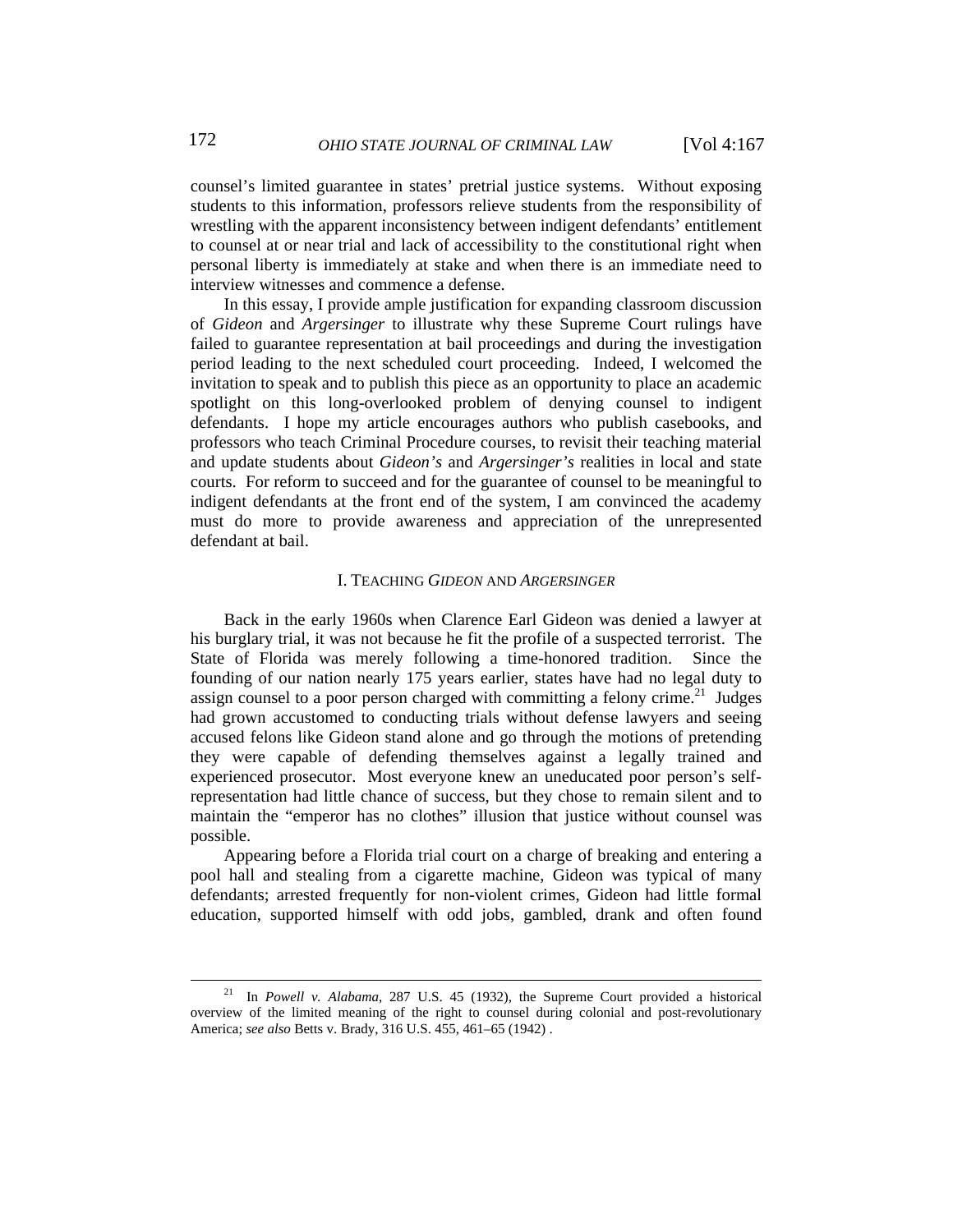counsel's limited guarantee in states' pretrial justice systems. Without exposing students to this information, professors relieve students from the responsibility of wrestling with the apparent inconsistency between indigent defendants' entitlement to counsel at or near trial and lack of accessibility to the constitutional right when personal liberty is immediately at stake and when there is an immediate need to interview witnesses and commence a defense.

In this essay, I provide ample justification for expanding classroom discussion of *Gideon* and *Argersinger* to illustrate why these Supreme Court rulings have failed to guarantee representation at bail proceedings and during the investigation period leading to the next scheduled court proceeding. Indeed, I welcomed the invitation to speak and to publish this piece as an opportunity to place an academic spotlight on this long-overlooked problem of denying counsel to indigent defendants. I hope my article encourages authors who publish casebooks, and professors who teach Criminal Procedure courses, to revisit their teaching material and update students about *Gideon's* and *Argersinger's* realities in local and state courts. For reform to succeed and for the guarantee of counsel to be meaningful to indigent defendants at the front end of the system, I am convinced the academy must do more to provide awareness and appreciation of the unrepresented defendant at bail.

## I. TEACHING *GIDEON* AND *ARGERSINGER*

Back in the early 1960s when Clarence Earl Gideon was denied a lawyer at his burglary trial, it was not because he fit the profile of a suspected terrorist. The State of Florida was merely following a time-honored tradition. Since the founding of our nation nearly 175 years earlier, states have had no legal duty to assign counsel to a poor person charged with committing a felony crime.[21] Judges had grown accustomed to conducting trials without defense lawyers and seeing accused felons like Gideon stand alone and go through the motions of pretending they were capable of defending themselves against a legally trained and experienced prosecutor. Most everyone knew an uneducated poor person's self-representation had little chance of success, but they chose to remain silent and to maintain the "emperor has no clothes" illusion that justice without counsel was possible.

Appearing before a Florida trial court on a charge of breaking and entering a pool hall and stealing from a cigarette machine, Gideon was typical of many defendants; arrested frequently for non-violent crimes, Gideon had little formal education, supported himself with odd jobs, gambled, drank and often found

---

[21] In *Powell v. Alabama*, 287 U.S. 45 (1932), the Supreme Court provided a historical overview of the limited meaning of the right to counsel during colonial and post-revolutionary America; *see also* Betts v. Brady, 316 U.S. 455, 461–65 (1942) .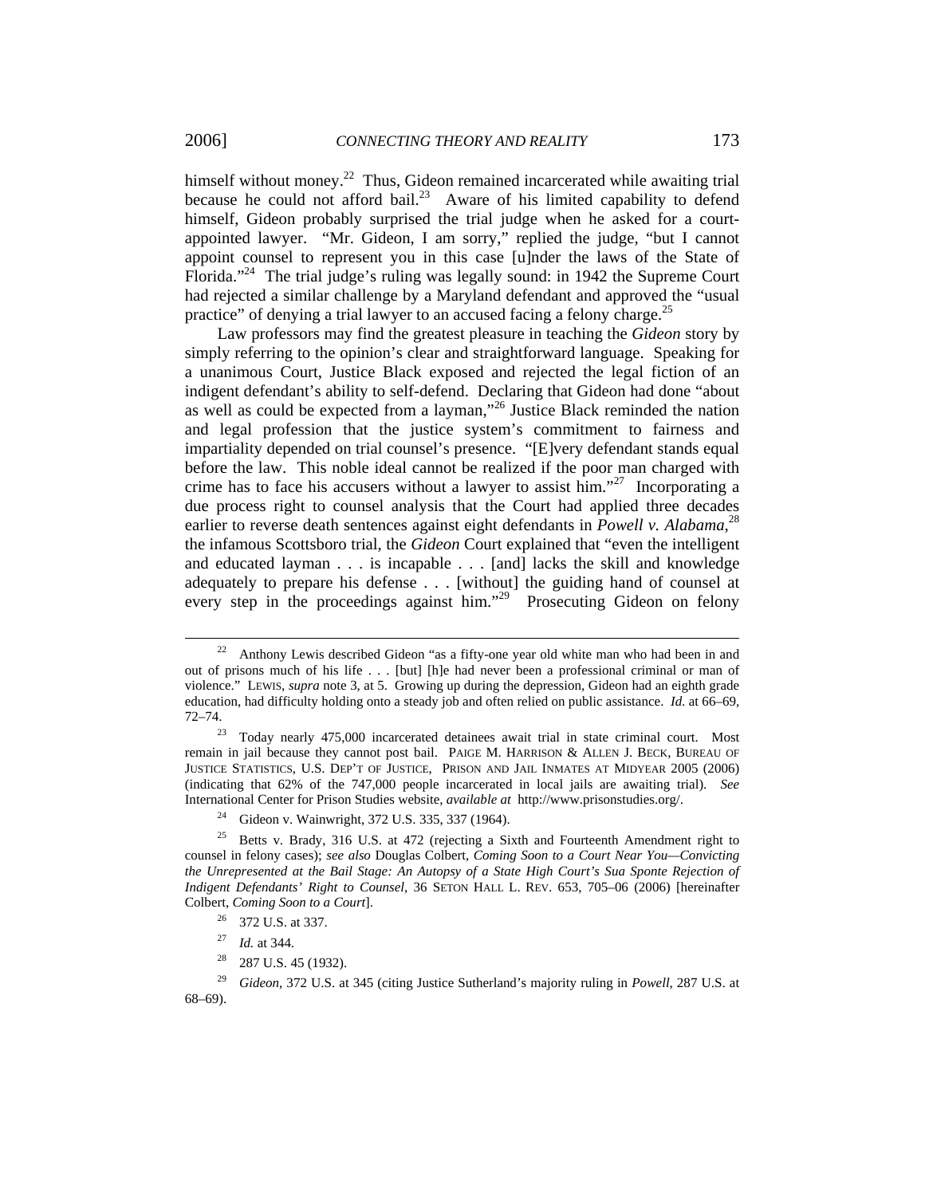himself without money.[22] Thus, Gideon remained incarcerated while awaiting trial because he could not afford bail.[23] Aware of his limited capability to defend himself, Gideon probably surprised the trial judge when he asked for a court-appointed lawyer. "Mr. Gideon, I am sorry," replied the judge, "but I cannot appoint counsel to represent you in this case [u]nder the laws of the State of Florida."[24] The trial judge's ruling was legally sound: in 1942 the Supreme Court had rejected a similar challenge by a Maryland defendant and approved the "usual practice" of denying a trial lawyer to an accused facing a felony charge.[25]

Law professors may find the greatest pleasure in teaching the *Gideon* story by simply referring to the opinion's clear and straightforward language. Speaking for a unanimous Court, Justice Black exposed and rejected the legal fiction of an indigent defendant's ability to self-defend. Declaring that Gideon had done "about as well as could be expected from a layman,"[26] Justice Black reminded the nation and legal profession that the justice system's commitment to fairness and impartiality depended on trial counsel's presence. "[E]very defendant stands equal before the law. This noble ideal cannot be realized if the poor man charged with crime has to face his accusers without a lawyer to assist him."[27] Incorporating a due process right to counsel analysis that the Court had applied three decades earlier to reverse death sentences against eight defendants in *Powell v. Alabama*,[28] the infamous Scottsboro trial, the *Gideon* Court explained that "even the intelligent and educated layman . . . is incapable . . . [and] lacks the skill and knowledge adequately to prepare his defense . . . [without] the guiding hand of counsel at every step in the proceedings against him."[29] Prosecuting Gideon on felony

---

[22] Anthony Lewis described Gideon "as a fifty-one year old white man who had been in and out of prisons much of his life . . . [but] [h]e had never been a professional criminal or man of violence." LEWIS, *supra* note 3, at 5. Growing up during the depression, Gideon had an eighth grade education, had difficulty holding onto a steady job and often relied on public assistance. *Id.* at 66–69, 72–74.

[23] Today nearly 475,000 incarcerated detainees await trial in state criminal court. Most remain in jail because they cannot post bail. PAIGE M. HARRISON & ALLEN J. BECK, BUREAU OF JUSTICE STATISTICS, U.S. DEP'T OF JUSTICE, PRISON AND JAIL INMATES AT MIDYEAR 2005 (2006) (indicating that 62% of the 747,000 people incarcerated in local jails are awaiting trial). *See* International Center for Prison Studies website, *available at* http://www.prisonstudies.org/.

[24] Gideon v. Wainwright, 372 U.S. 335, 337 (1964).

[25] Betts v. Brady, 316 U.S. at 472 (rejecting a Sixth and Fourteenth Amendment right to counsel in felony cases); *see also* Douglas Colbert, *Coming Soon to a Court Near You—Convicting the Unrepresented at the Bail Stage: An Autopsy of a State High Court's Sua Sponte Rejection of Indigent Defendants' Right to Counsel*, 36 SETON HALL L. REV. 653, 705–06 (2006) [hereinafter Colbert, *Coming Soon to a Court*].

[26] 372 U.S. at 337.

[27] *Id.* at 344.

[28] 287 U.S. 45 (1932).

[29] *Gideon*, 372 U.S. at 345 (citing Justice Sutherland's majority ruling in *Powell*, 287 U.S. at 68–69).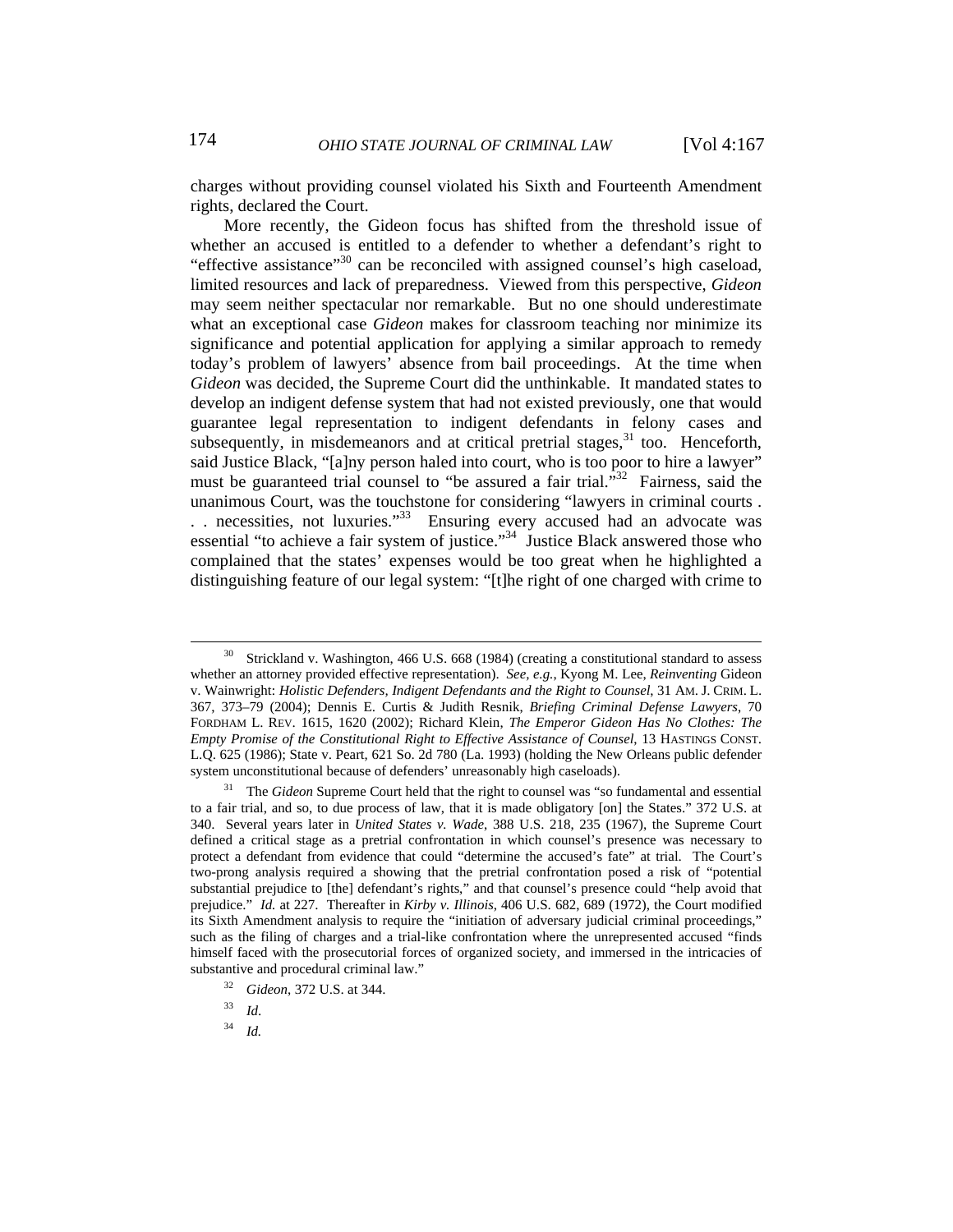charges without providing counsel violated his Sixth and Fourteenth Amendment rights, declared the Court.

More recently, the Gideon focus has shifted from the threshold issue of whether an accused is entitled to a defender to whether a defendant's right to "effective assistance"[30] can be reconciled with assigned counsel's high caseload, limited resources and lack of preparedness. Viewed from this perspective, *Gideon* may seem neither spectacular nor remarkable. But no one should underestimate what an exceptional case *Gideon* makes for classroom teaching nor minimize its significance and potential application for applying a similar approach to remedy today's problem of lawyers' absence from bail proceedings. At the time when *Gideon* was decided, the Supreme Court did the unthinkable. It mandated states to develop an indigent defense system that had not existed previously, one that would guarantee legal representation to indigent defendants in felony cases and subsequently, in misdemeanors and at critical pretrial stages,[31] too. Henceforth, said Justice Black, "[a]ny person haled into court, who is too poor to hire a lawyer" must be guaranteed trial counsel to "be assured a fair trial."[32] Fairness, said the unanimous Court, was the touchstone for considering "lawyers in criminal courts . . . necessities, not luxuries."[33] Ensuring every accused had an advocate was essential "to achieve a fair system of justice."[34] Justice Black answered those who complained that the states' expenses would be too great when he highlighted a distinguishing feature of our legal system: "[t]he right of one charged with crime to

---

[30] Strickland v. Washington, 466 U.S. 668 (1984) (creating a constitutional standard to assess whether an attorney provided effective representation). *See, e.g.*, Kyong M. Lee, *Reinventing* Gideon v. Wainwright: *Holistic Defenders, Indigent Defendants and the Right to Counsel*, 31 AM. J. CRIM. L. 367, 373–79 (2004); Dennis E. Curtis & Judith Resnik, *Briefing Criminal Defense Lawyers*, 70 FORDHAM L. REV. 1615, 1620 (2002); Richard Klein, *The Emperor Gideon Has No Clothes: The Empty Promise of the Constitutional Right to Effective Assistance of Counsel*, 13 HASTINGS CONST. L.Q. 625 (1986); State v. Peart, 621 So. 2d 780 (La. 1993) (holding the New Orleans public defender system unconstitutional because of defenders' unreasonably high caseloads).

[31] The *Gideon* Supreme Court held that the right to counsel was "so fundamental and essential to a fair trial, and so, to due process of law, that it is made obligatory [on] the States." 372 U.S. at 340. Several years later in *United States v. Wade*, 388 U.S. 218, 235 (1967), the Supreme Court defined a critical stage as a pretrial confrontation in which counsel's presence was necessary to protect a defendant from evidence that could "determine the accused's fate" at trial. The Court's two-prong analysis required a showing that the pretrial confrontation posed a risk of "potential substantial prejudice to [the] defendant's rights," and that counsel's presence could "help avoid that prejudice." *Id.* at 227. Thereafter in *Kirby v. Illinois*, 406 U.S. 682, 689 (1972), the Court modified its Sixth Amendment analysis to require the "initiation of adversary judicial criminal proceedings," such as the filing of charges and a trial-like confrontation where the unrepresented accused "finds himself faced with the prosecutorial forces of organized society, and immersed in the intricacies of substantive and procedural criminal law."

[32] *Gideon*, 372 U.S. at 344.

[33] *Id*.

[34] *Id.*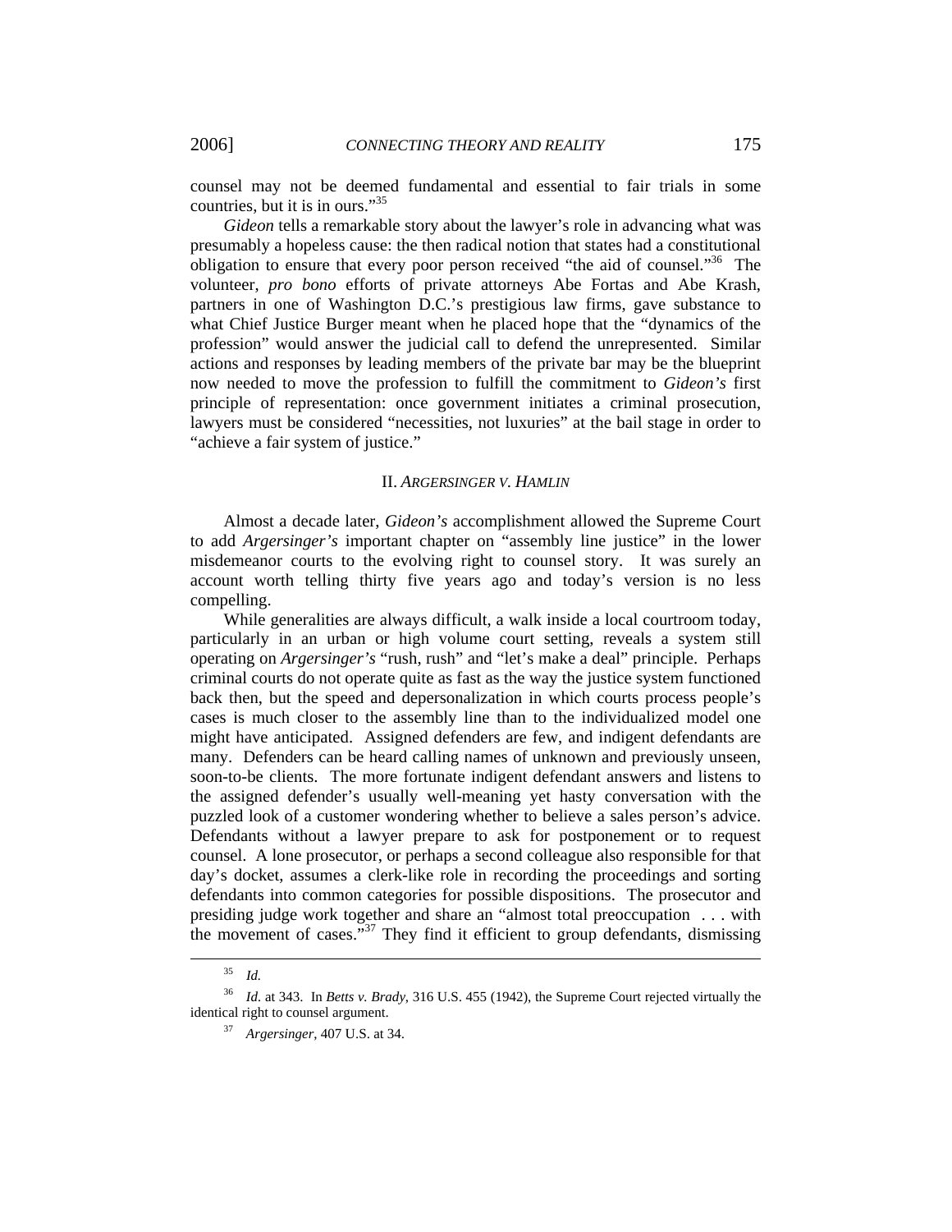counsel may not be deemed fundamental and essential to fair trials in some countries, but it is in ours."[35]

*Gideon* tells a remarkable story about the lawyer's role in advancing what was presumably a hopeless cause: the then radical notion that states had a constitutional obligation to ensure that every poor person received "the aid of counsel."[36] The volunteer, *pro bono* efforts of private attorneys Abe Fortas and Abe Krash, partners in one of Washington D.C.'s prestigious law firms, gave substance to what Chief Justice Burger meant when he placed hope that the "dynamics of the profession" would answer the judicial call to defend the unrepresented. Similar actions and responses by leading members of the private bar may be the blueprint now needed to move the profession to fulfill the commitment to *Gideon's* first principle of representation: once government initiates a criminal prosecution, lawyers must be considered "necessities, not luxuries" at the bail stage in order to "achieve a fair system of justice."

## II. *ARGERSINGER V. HAMLIN*

Almost a decade later, *Gideon's* accomplishment allowed the Supreme Court to add *Argersinger's* important chapter on "assembly line justice" in the lower misdemeanor courts to the evolving right to counsel story. It was surely an account worth telling thirty five years ago and today's version is no less compelling.

While generalities are always difficult, a walk inside a local courtroom today, particularly in an urban or high volume court setting, reveals a system still operating on *Argersinger's* "rush, rush" and "let's make a deal" principle. Perhaps criminal courts do not operate quite as fast as the way the justice system functioned back then, but the speed and depersonalization in which courts process people's cases is much closer to the assembly line than to the individualized model one might have anticipated. Assigned defenders are few, and indigent defendants are many. Defenders can be heard calling names of unknown and previously unseen, soon-to-be clients. The more fortunate indigent defendant answers and listens to the assigned defender's usually well-meaning yet hasty conversation with the puzzled look of a customer wondering whether to believe a sales person's advice. Defendants without a lawyer prepare to ask for postponement or to request counsel. A lone prosecutor, or perhaps a second colleague also responsible for that day's docket, assumes a clerk-like role in recording the proceedings and sorting defendants into common categories for possible dispositions. The prosecutor and presiding judge work together and share an "almost total preoccupation . . . with the movement of cases."[37] They find it efficient to group defendants, dismissing

---

[35] *Id.*

[36] *Id.* at 343. In *Betts v. Brady*, 316 U.S. 455 (1942), the Supreme Court rejected virtually the identical right to counsel argument.

[37] *Argersinger*, 407 U.S. at 34.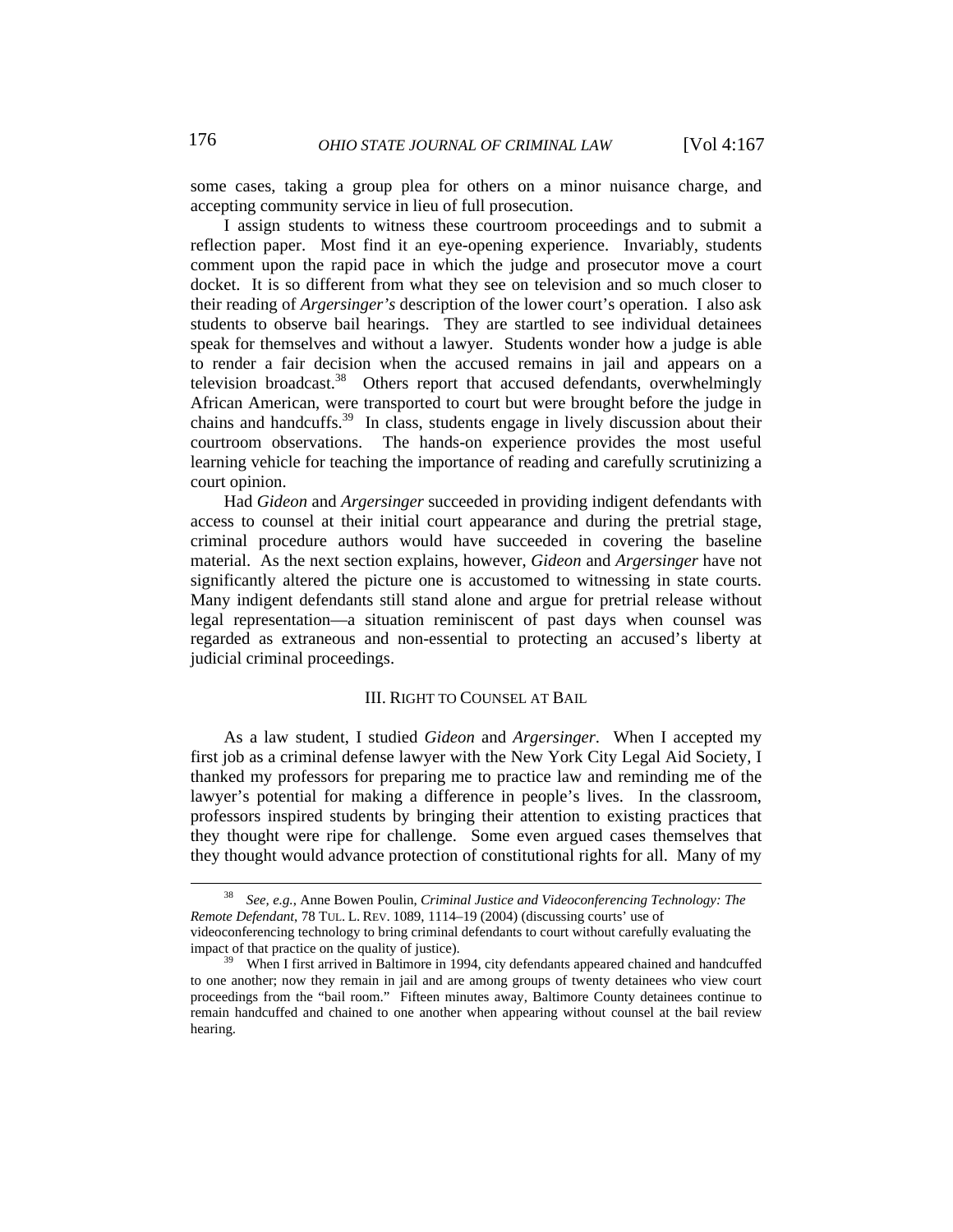some cases, taking a group plea for others on a minor nuisance charge, and accepting community service in lieu of full prosecution.

I assign students to witness these courtroom proceedings and to submit a reflection paper. Most find it an eye-opening experience. Invariably, students comment upon the rapid pace in which the judge and prosecutor move a court docket. It is so different from what they see on television and so much closer to their reading of *Argersinger's* description of the lower court's operation. I also ask students to observe bail hearings. They are startled to see individual detainees speak for themselves and without a lawyer. Students wonder how a judge is able to render a fair decision when the accused remains in jail and appears on a television broadcast.[38] Others report that accused defendants, overwhelmingly African American, were transported to court but were brought before the judge in chains and handcuffs.[39] In class, students engage in lively discussion about their courtroom observations. The hands-on experience provides the most useful learning vehicle for teaching the importance of reading and carefully scrutinizing a court opinion.

Had *Gideon* and *Argersinger* succeeded in providing indigent defendants with access to counsel at their initial court appearance and during the pretrial stage, criminal procedure authors would have succeeded in covering the baseline material. As the next section explains, however, *Gideon* and *Argersinger* have not significantly altered the picture one is accustomed to witnessing in state courts. Many indigent defendants still stand alone and argue for pretrial release without legal representation—a situation reminiscent of past days when counsel was regarded as extraneous and non-essential to protecting an accused's liberty at judicial criminal proceedings.

## III. Right to Counsel at Bail

As a law student, I studied *Gideon* and *Argersinger*. When I accepted my first job as a criminal defense lawyer with the New York City Legal Aid Society, I thanked my professors for preparing me to practice law and reminding me of the lawyer's potential for making a difference in people's lives. In the classroom, professors inspired students by bringing their attention to existing practices that they thought were ripe for challenge. Some even argued cases themselves that they thought would advance protection of constitutional rights for all. Many of my

---

[38] *See, e.g.*, Anne Bowen Poulin, *Criminal Justice and Videoconferencing Technology: The Remote Defendant*, 78 TUL. L. REV. 1089, 1114–19 (2004) (discussing courts' use of videoconferencing technology to bring criminal defendants to court without carefully evaluating the impact of that practice on the quality of justice).

[39] When I first arrived in Baltimore in 1994, city defendants appeared chained and handcuffed to one another; now they remain in jail and are among groups of twenty detainees who view court proceedings from the "bail room." Fifteen minutes away, Baltimore County detainees continue to remain handcuffed and chained to one another when appearing without counsel at the bail review hearing.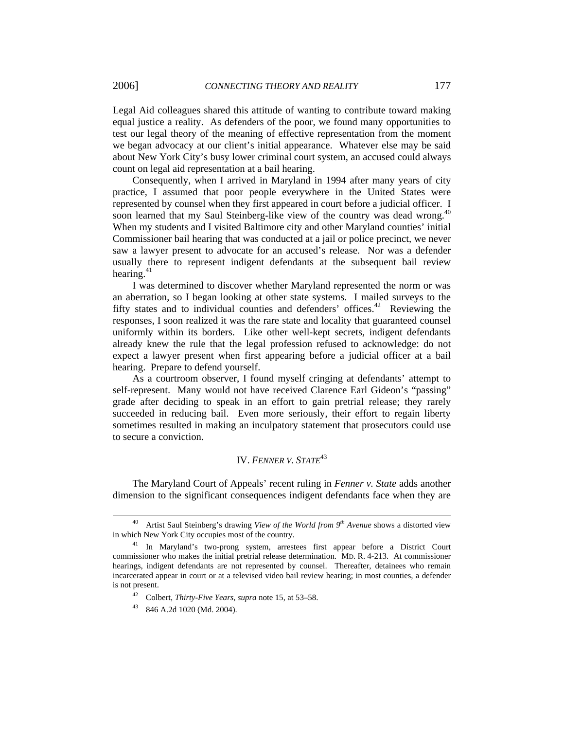Legal Aid colleagues shared this attitude of wanting to contribute toward making equal justice a reality. As defenders of the poor, we found many opportunities to test our legal theory of the meaning of effective representation from the moment we began advocacy at our client's initial appearance. Whatever else may be said about New York City's busy lower criminal court system, an accused could always count on legal aid representation at a bail hearing.

Consequently, when I arrived in Maryland in 1994 after many years of city practice, I assumed that poor people everywhere in the United States were represented by counsel when they first appeared in court before a judicial officer. I soon learned that my Saul Steinberg-like view of the country was dead wrong.[40] When my students and I visited Baltimore city and other Maryland counties' initial Commissioner bail hearing that was conducted at a jail or police precinct, we never saw a lawyer present to advocate for an accused's release. Nor was a defender usually there to represent indigent defendants at the subsequent bail review hearing.[41]

I was determined to discover whether Maryland represented the norm or was an aberration, so I began looking at other state systems. I mailed surveys to the fifty states and to individual counties and defenders' offices.[42] Reviewing the responses, I soon realized it was the rare state and locality that guaranteed counsel uniformly within its borders. Like other well-kept secrets, indigent defendants already knew the rule that the legal profession refused to acknowledge: do not expect a lawyer present when first appearing before a judicial officer at a bail hearing. Prepare to defend yourself.

As a courtroom observer, I found myself cringing at defendants' attempt to self-represent. Many would not have received Clarence Earl Gideon's "passing" grade after deciding to speak in an effort to gain pretrial release; they rarely succeeded in reducing bail. Even more seriously, their effort to regain liberty sometimes resulted in making an inculpatory statement that prosecutors could use to secure a conviction.

## IV. *Fenner v. State*[43]

The Maryland Court of Appeals' recent ruling in *Fenner v. State* adds another dimension to the significant consequences indigent defendants face when they are

---

[40] Artist Saul Steinberg's drawing *View of the World from 9th Avenue* shows a distorted view in which New York City occupies most of the country.

[41] In Maryland's two-prong system, arrestees first appear before a District Court commissioner who makes the initial pretrial release determination. MD. R. 4-213. At commissioner hearings, indigent defendants are not represented by counsel. Thereafter, detainees who remain incarcerated appear in court or at a televised video bail review hearing; in most counties, a defender is not present.

[42] Colbert, *Thirty-Five Years*, *supra* note 15, at 53–58.

[43] 846 A.2d 1020 (Md. 2004).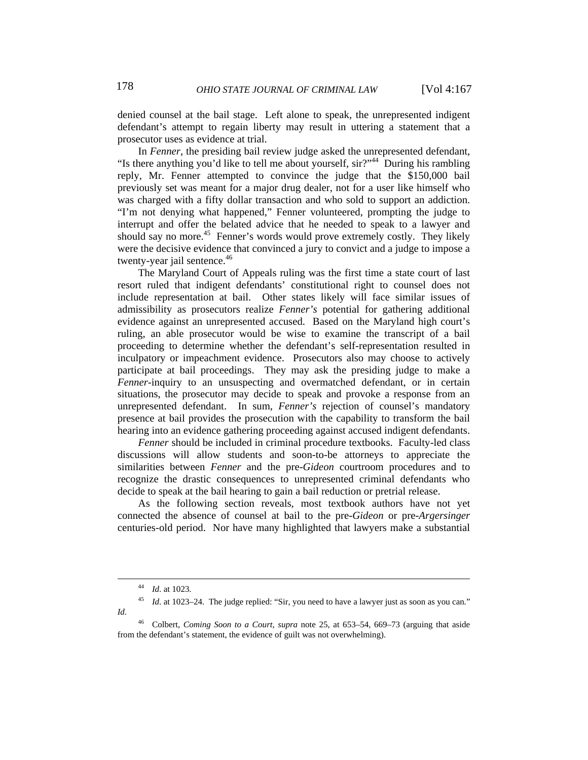denied counsel at the bail stage. Left alone to speak, the unrepresented indigent defendant's attempt to regain liberty may result in uttering a statement that a prosecutor uses as evidence at trial.

In *Fenner*, the presiding bail review judge asked the unrepresented defendant, "Is there anything you'd like to tell me about yourself, sir?"[44] During his rambling reply, Mr. Fenner attempted to convince the judge that the $150,000 bail previously set was meant for a major drug dealer, not for a user like himself who was charged with a fifty dollar transaction and who sold to support an addiction. "I'm not denying what happened," Fenner volunteered, prompting the judge to interrupt and offer the belated advice that he needed to speak to a lawyer and should say no more.[45] Fenner's words would prove extremely costly. They likely were the decisive evidence that convinced a jury to convict and a judge to impose a twenty-year jail sentence.[46]

The Maryland Court of Appeals ruling was the first time a state court of last resort ruled that indigent defendants' constitutional right to counsel does not include representation at bail. Other states likely will face similar issues of admissibility as prosecutors realize *Fenner's* potential for gathering additional evidence against an unrepresented accused. Based on the Maryland high court's ruling, an able prosecutor would be wise to examine the transcript of a bail proceeding to determine whether the defendant's self-representation resulted in inculpatory or impeachment evidence. Prosecutors also may choose to actively participate at bail proceedings. They may ask the presiding judge to make a *Fenner*-inquiry to an unsuspecting and overmatched defendant, or in certain situations, the prosecutor may decide to speak and provoke a response from an unrepresented defendant. In sum, *Fenner's* rejection of counsel's mandatory presence at bail provides the prosecution with the capability to transform the bail hearing into an evidence gathering proceeding against accused indigent defendants.

*Fenner* should be included in criminal procedure textbooks. Faculty-led class discussions will allow students and soon-to-be attorneys to appreciate the similarities between *Fenner* and the pre-*Gideon* courtroom procedures and to recognize the drastic consequences to unrepresented criminal defendants who decide to speak at the bail hearing to gain a bail reduction or pretrial release.

As the following section reveals, most textbook authors have not yet connected the absence of counsel at bail to the pre-*Gideon* or pre-*Argersinger* centuries-old period. Nor have many highlighted that lawyers make a substantial

---

[44] *Id*. at 1023.

[45] *Id*. at 1023–24. The judge replied: "Sir, you need to have a lawyer just as soon as you can." *Id*.

[46] Colbert, *Coming Soon to a Court*, *supra* note 25, at 653–54, 669–73 (arguing that aside from the defendant's statement, the evidence of guilt was not overwhelming).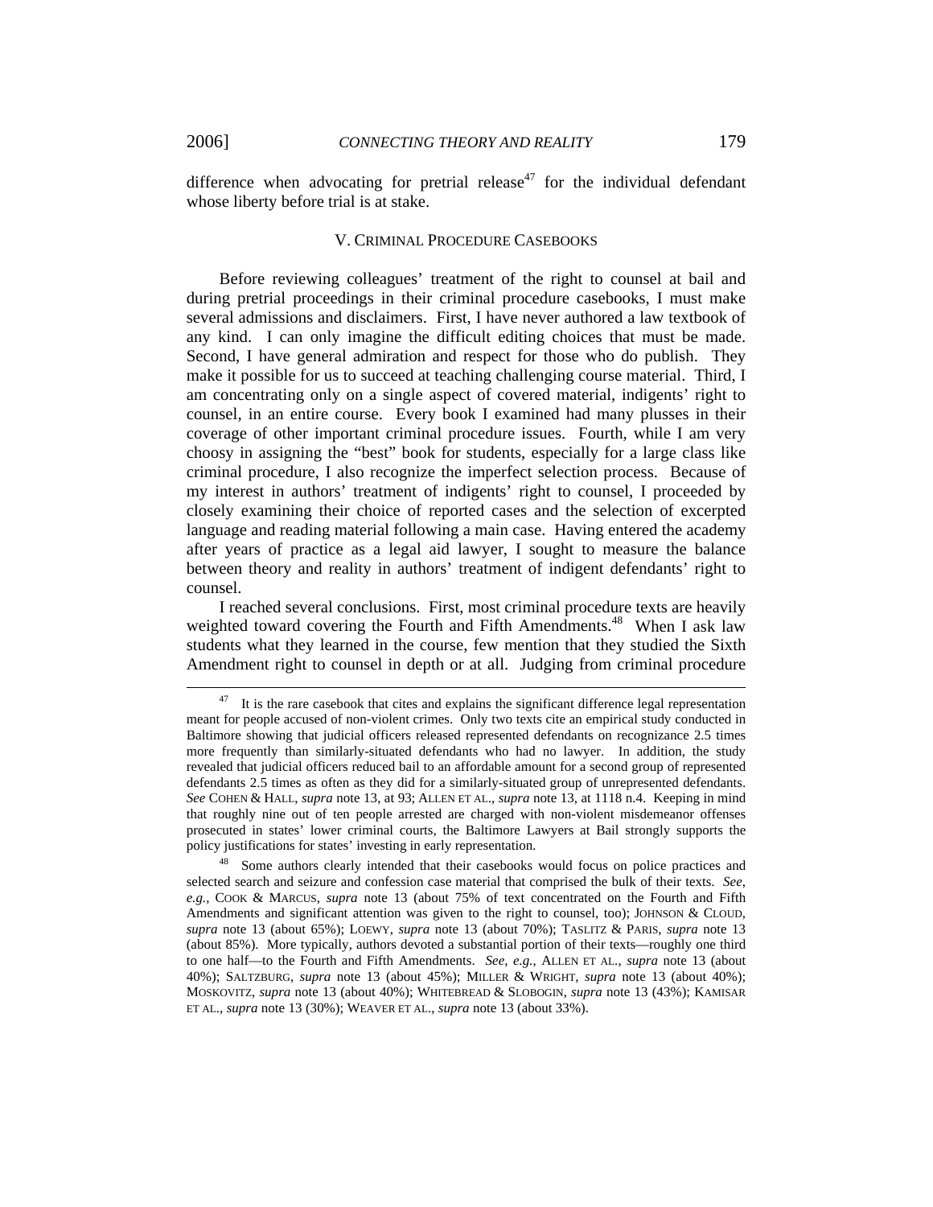difference when advocating for pretrial release[47] for the individual defendant whose liberty before trial is at stake.

## V. Criminal Procedure Casebooks

Before reviewing colleagues' treatment of the right to counsel at bail and during pretrial proceedings in their criminal procedure casebooks, I must make several admissions and disclaimers. First, I have never authored a law textbook of any kind. I can only imagine the difficult editing choices that must be made. Second, I have general admiration and respect for those who do publish. They make it possible for us to succeed at teaching challenging course material. Third, I am concentrating only on a single aspect of covered material, indigents' right to counsel, in an entire course. Every book I examined had many plusses in their coverage of other important criminal procedure issues. Fourth, while I am very choosy in assigning the "best" book for students, especially for a large class like criminal procedure, I also recognize the imperfect selection process. Because of my interest in authors' treatment of indigents' right to counsel, I proceeded by closely examining their choice of reported cases and the selection of excerpted language and reading material following a main case. Having entered the academy after years of practice as a legal aid lawyer, I sought to measure the balance between theory and reality in authors' treatment of indigent defendants' right to counsel.

I reached several conclusions. First, most criminal procedure texts are heavily weighted toward covering the Fourth and Fifth Amendments.[48] When I ask law students what they learned in the course, few mention that they studied the Sixth Amendment right to counsel in depth or at all. Judging from criminal procedure

---

[47] It is the rare casebook that cites and explains the significant difference legal representation meant for people accused of non-violent crimes. Only two texts cite an empirical study conducted in Baltimore showing that judicial officers released represented defendants on recognizance 2.5 times more frequently than similarly-situated defendants who had no lawyer. In addition, the study revealed that judicial officers reduced bail to an affordable amount for a second group of represented defendants 2.5 times as often as they did for a similarly-situated group of unrepresented defendants. *See* Cohen & Hall, *supra* note 13, at 93; Allen et al., *supra* note 13, at 1118 n.4. Keeping in mind that roughly nine out of ten people arrested are charged with non-violent misdemeanor offenses prosecuted in states' lower criminal courts, the Baltimore Lawyers at Bail strongly supports the policy justifications for states' investing in early representation.

[48] Some authors clearly intended that their casebooks would focus on police practices and selected search and seizure and confession case material that comprised the bulk of their texts. *See, e.g.*, Cook & Marcus, *supra* note 13 (about 75% of text concentrated on the Fourth and Fifth Amendments and significant attention was given to the right to counsel, too); Johnson & Cloud, *supra* note 13 (about 65%); Loewy, *supra* note 13 (about 70%); Taslitz & Paris, *supra* note 13 (about 85%). More typically, authors devoted a substantial portion of their texts—roughly one third to one half—to the Fourth and Fifth Amendments. *See, e.g.*, Allen et al., *supra* note 13 (about 40%); Saltzburg, *supra* note 13 (about 45%); Miller & Wright, *supra* note 13 (about 40%); Moskovitz, *supra* note 13 (about 40%); Whitebread & Slobogin, *supra* note 13 (43%); Kamisar et al., *supra* note 13 (30%); Weaver et al., *supra* note 13 (about 33%).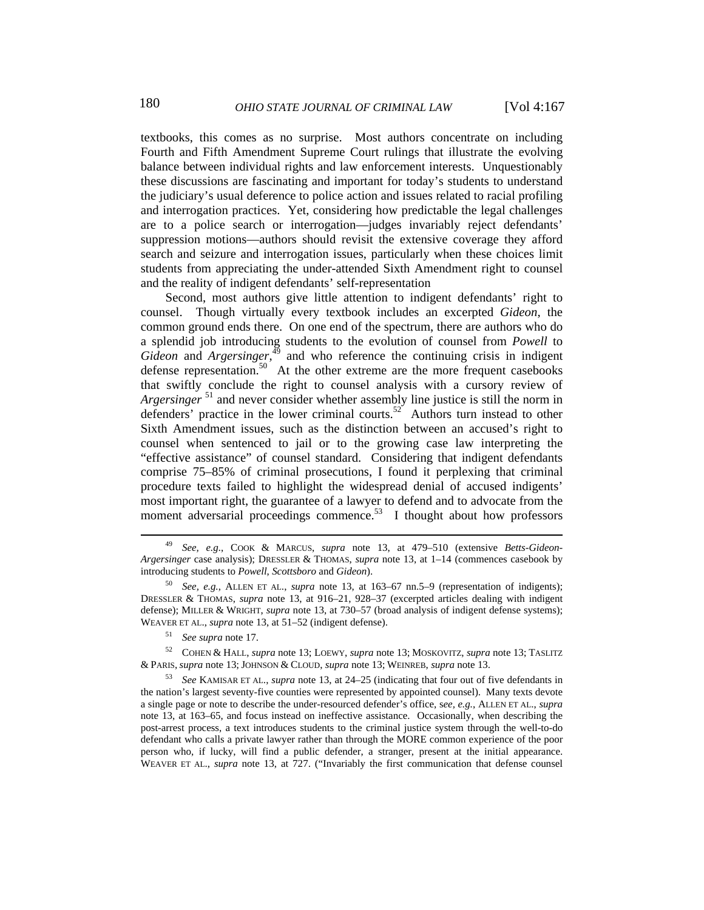textbooks, this comes as no surprise. Most authors concentrate on including Fourth and Fifth Amendment Supreme Court rulings that illustrate the evolving balance between individual rights and law enforcement interests. Unquestionably these discussions are fascinating and important for today's students to understand the judiciary's usual deference to police action and issues related to racial profiling and interrogation practices. Yet, considering how predictable the legal challenges are to a police search or interrogation—judges invariably reject defendants' suppression motions—authors should revisit the extensive coverage they afford search and seizure and interrogation issues, particularly when these choices limit students from appreciating the under-attended Sixth Amendment right to counsel and the reality of indigent defendants' self-representation

Second, most authors give little attention to indigent defendants' right to counsel. Though virtually every textbook includes an excerpted *Gideon*, the common ground ends there. On one end of the spectrum, there are authors who do a splendid job introducing students to the evolution of counsel from *Powell* to *Gideon* and *Argersinger*,[49] and who reference the continuing crisis in indigent defense representation.[50] At the other extreme are the more frequent casebooks that swiftly conclude the right to counsel analysis with a cursory review of *Argersinger* [51] and never consider whether assembly line justice is still the norm in defenders' practice in the lower criminal courts.[52] Authors turn instead to other Sixth Amendment issues, such as the distinction between an accused's right to counsel when sentenced to jail or to the growing case law interpreting the "effective assistance" of counsel standard. Considering that indigent defendants comprise 75–85% of criminal prosecutions, I found it perplexing that criminal procedure texts failed to highlight the widespread denial of accused indigents' most important right, the guarantee of a lawyer to defend and to advocate from the moment adversarial proceedings commence.[53] I thought about how professors

---

[49] *See, e.g.*, COOK & MARCUS, *supra* note 13, at 479–510 (extensive *Betts-Gideon-Argersinger* case analysis); DRESSLER & THOMAS, *supra* note 13, at 1–14 (commences casebook by introducing students to *Powell*, *Scottsboro* and *Gideon*).

[50] *See, e.g.*, ALLEN ET AL., *supra* note 13, at 163–67 nn.5–9 (representation of indigents); DRESSLER & THOMAS, *supra* note 13, at 916–21, 928–37 (excerpted articles dealing with indigent defense); MILLER & WRIGHT, *supra* note 13, at 730–57 (broad analysis of indigent defense systems); WEAVER ET AL., *supra* note 13, at 51–52 (indigent defense).

[51] *See supra* note 17.

[52] COHEN & HALL, *supra* note 13; LOEWY, *supra* note 13; MOSKOVITZ, *supra* note 13; TASLITZ & PARIS, *supra* note 13; JOHNSON & CLOUD, *supra* note 13; WEINREB, *supra* note 13.

[53] *See* KAMISAR ET AL., *supra* note 13, at 24–25 (indicating that four out of five defendants in the nation's largest seventy-five counties were represented by appointed counsel). Many texts devote a single page or note to describe the under-resourced defender's office, s*ee, e.g.*, ALLEN ET AL., *supra* note 13, at 163–65, and focus instead on ineffective assistance. Occasionally, when describing the post-arrest process, a text introduces students to the criminal justice system through the well-to-do defendant who calls a private lawyer rather than through the MORE common experience of the poor person who, if lucky, will find a public defender, a stranger, present at the initial appearance. WEAVER ET AL., *supra* note 13, at 727. ("Invariably the first communication that defense counsel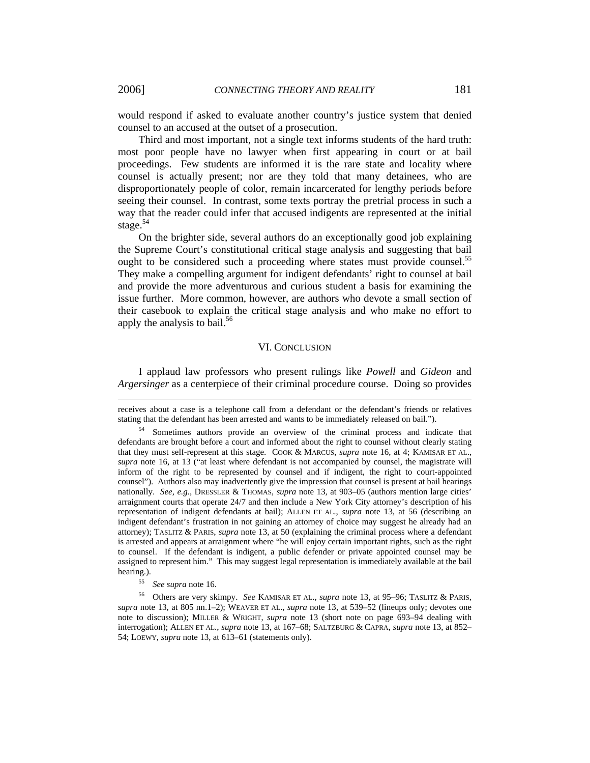would respond if asked to evaluate another country's justice system that denied counsel to an accused at the outset of a prosecution.

Third and most important, not a single text informs students of the hard truth: most poor people have no lawyer when first appearing in court or at bail proceedings. Few students are informed it is the rare state and locality where counsel is actually present; nor are they told that many detainees, who are disproportionately people of color, remain incarcerated for lengthy periods before seeing their counsel. In contrast, some texts portray the pretrial process in such a way that the reader could infer that accused indigents are represented at the initial stage.[54]

On the brighter side, several authors do an exceptionally good job explaining the Supreme Court's constitutional critical stage analysis and suggesting that bail ought to be considered such a proceeding where states must provide counsel.[55] They make a compelling argument for indigent defendants' right to counsel at bail and provide the more adventurous and curious student a basis for examining the issue further. More common, however, are authors who devote a small section of their casebook to explain the critical stage analysis and who make no effort to apply the analysis to bail.[56]

## VI. CONCLUSION

I applaud law professors who present rulings like *Powell* and *Gideon* and *Argersinger* as a centerpiece of their criminal procedure course. Doing so provides

---

receives about a case is a telephone call from a defendant or the defendant's friends or relatives stating that the defendant has been arrested and wants to be immediately released on bail.").

[54] Sometimes authors provide an overview of the criminal process and indicate that defendants are brought before a court and informed about the right to counsel without clearly stating that they must self-represent at this stage. COOK & MARCUS, *supra* note 16, at 4; KAMISAR ET AL., *supra* note 16, at 13 ("at least where defendant is not accompanied by counsel, the magistrate will inform of the right to be represented by counsel and if indigent, the right to court-appointed counsel"). Authors also may inadvertently give the impression that counsel is present at bail hearings nationally. *See, e.g.*, DRESSLER & THOMAS, *supra* note 13, at 903–05 (authors mention large cities' arraignment courts that operate 24/7 and then include a New York City attorney's description of his representation of indigent defendants at bail); ALLEN ET AL., *supra* note 13, at 56 (describing an indigent defendant's frustration in not gaining an attorney of choice may suggest he already had an attorney); TASLITZ & PARIS, *supra* note 13, at 50 (explaining the criminal process where a defendant is arrested and appears at arraignment where "he will enjoy certain important rights, such as the right to counsel. If the defendant is indigent, a public defender or private appointed counsel may be assigned to represent him." This may suggest legal representation is immediately available at the bail hearing.).

[55] *See supra* note 16.

[56] Others are very skimpy. *See* KAMISAR ET AL., *supra* note 13, at 95–96; TASLITZ & PARIS, *supra* note 13, at 805 nn.1–2); WEAVER ET AL., *supra* note 13, at 539–52 (lineups only; devotes one note to discussion); MILLER & WRIGHT, *supra* note 13 (short note on page 693–94 dealing with interrogation); ALLEN ET AL., *supra* note 13, at 167–68; SALTZBURG & CAPRA, *supra* note 13, at 852–54; LOEWY, *supra* note 13, at 613–61 (statements only).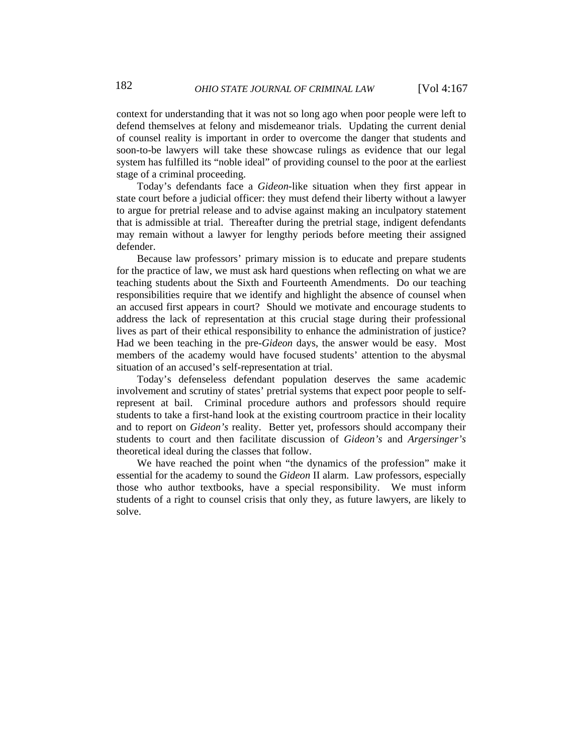context for understanding that it was not so long ago when poor people were left to defend themselves at felony and misdemeanor trials. Updating the current denial of counsel reality is important in order to overcome the danger that students and soon-to-be lawyers will take these showcase rulings as evidence that our legal system has fulfilled its "noble ideal" of providing counsel to the poor at the earliest stage of a criminal proceeding.

Today's defendants face a *Gideon*-like situation when they first appear in state court before a judicial officer: they must defend their liberty without a lawyer to argue for pretrial release and to advise against making an inculpatory statement that is admissible at trial. Thereafter during the pretrial stage, indigent defendants may remain without a lawyer for lengthy periods before meeting their assigned defender.

Because law professors' primary mission is to educate and prepare students for the practice of law, we must ask hard questions when reflecting on what we are teaching students about the Sixth and Fourteenth Amendments. Do our teaching responsibilities require that we identify and highlight the absence of counsel when an accused first appears in court? Should we motivate and encourage students to address the lack of representation at this crucial stage during their professional lives as part of their ethical responsibility to enhance the administration of justice? Had we been teaching in the pre-*Gideon* days, the answer would be easy. Most members of the academy would have focused students' attention to the abysmal situation of an accused's self-representation at trial.

Today's defenseless defendant population deserves the same academic involvement and scrutiny of states' pretrial systems that expect poor people to self-represent at bail. Criminal procedure authors and professors should require students to take a first-hand look at the existing courtroom practice in their locality and to report on *Gideon's* reality. Better yet, professors should accompany their students to court and then facilitate discussion of *Gideon's* and *Argersinger's* theoretical ideal during the classes that follow.

We have reached the point when "the dynamics of the profession" make it essential for the academy to sound the *Gideon* II alarm. Law professors, especially those who author textbooks, have a special responsibility. We must inform students of a right to counsel crisis that only they, as future lawyers, are likely to solve.